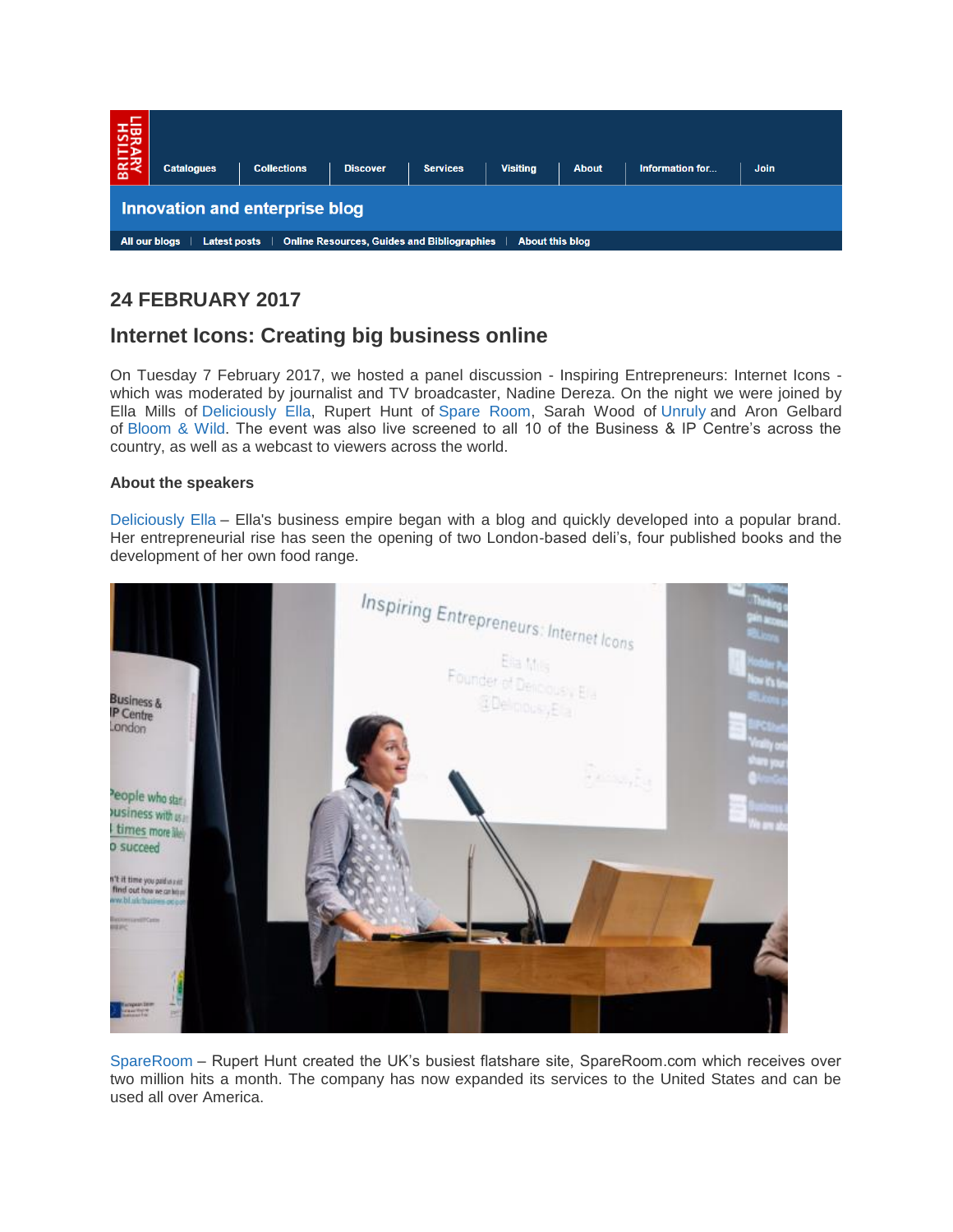Catalogues | Collections | Discover | Services | Visiting | About | Information for... | Join

**Innovation and enterprise blog**

All our blogs | Latest posts | Online Resources, Guides and Bibliographies | About this blog

## 24 FEBRUARY 2017

## Internet Icons: Creating big business online

On Tuesday 7 February 2017, we hosted a panel discussion - Inspiring Entrepreneurs: Internet Icons - which was moderated by journalist and TV broadcaster, Nadine Dereza. On the night we were joined by Ella Mills of Deliciously Ella, Rupert Hunt of Spare Room, Sarah Wood of Unruly and Aron Gelbard of Bloom & Wild. The event was also live screened to all 10 of the Business & IP Centre's across the country, as well as a webcast to viewers across the world.

**About the speakers**

Deliciously Ella – Ella's business empire began with a blog and quickly developed into a popular brand. Her entrepreneurial rise has seen the opening of two London-based deli's, four published books and the development of her own food range.

SpareRoom – Rupert Hunt created the UK's busiest flatshare site, SpareRoom.com which receives over two million hits a month. The company has now expanded its services to the United States and can be used all over America.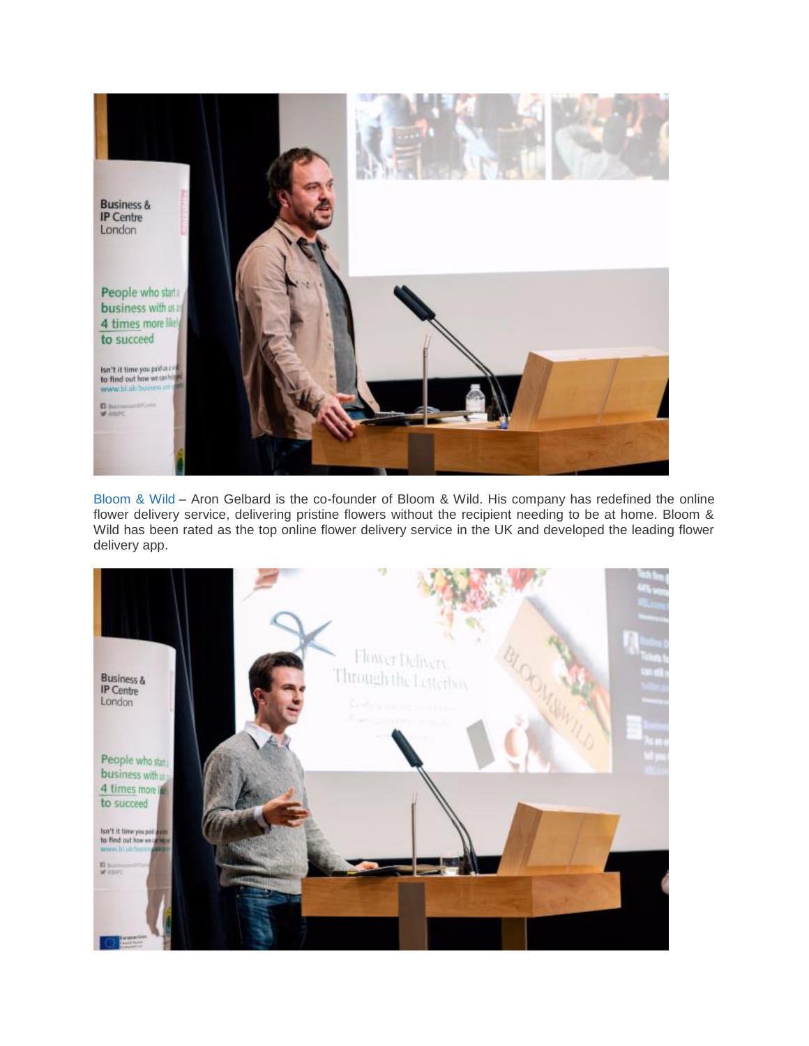Bloom & Wild – Aron Gelbard is the co-founder of Bloom & Wild. His company has redefined the online flower delivery service, delivering pristine flowers without the recipient needing to be at home. Bloom & Wild has been rated as the top online flower delivery service in the UK and developed the leading flower delivery app.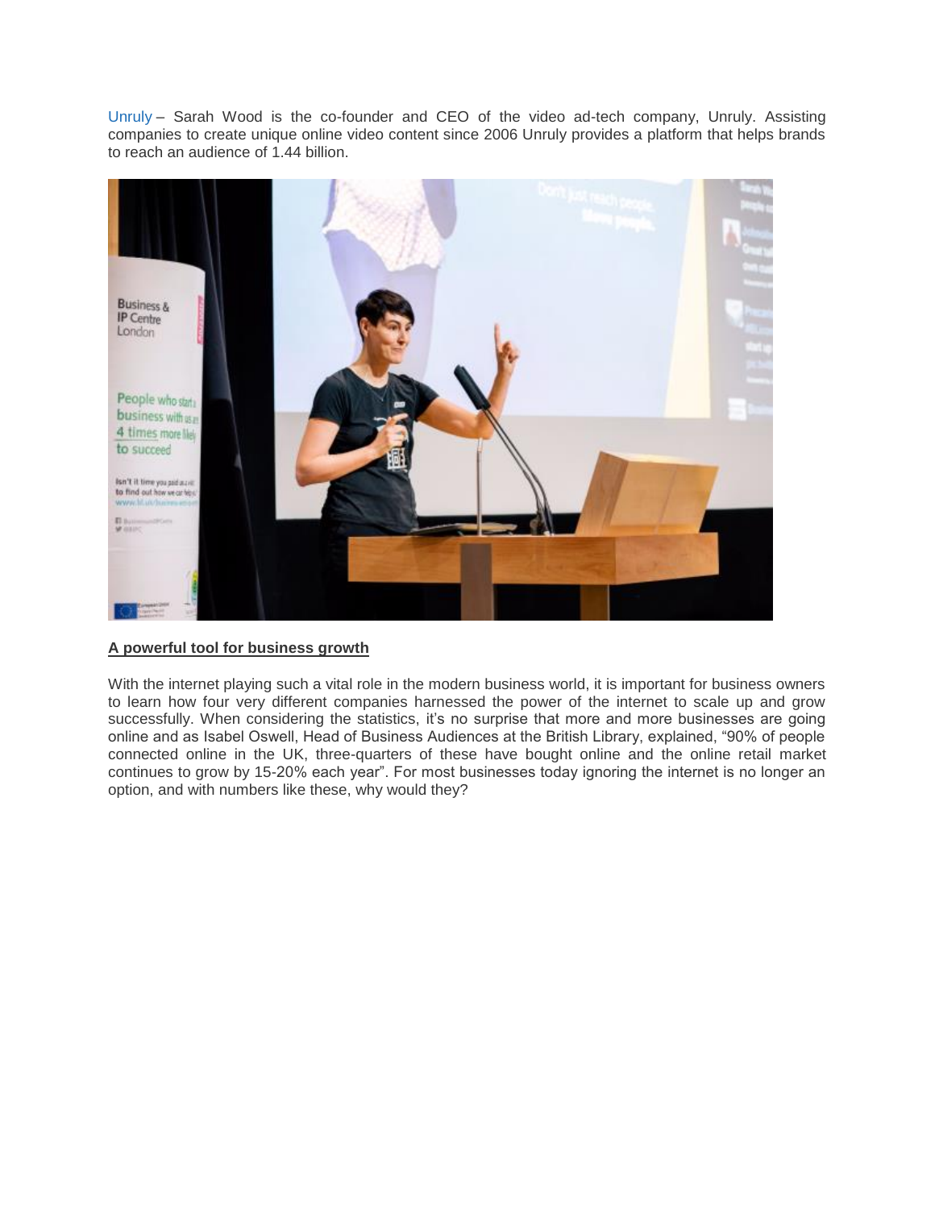Unruly – Sarah Wood is the co-founder and CEO of the video ad-tech company, Unruly. Assisting companies to create unique online video content since 2006 Unruly provides a platform that helps brands to reach an audience of 1.44 billion.

**A powerful tool for business growth**

With the internet playing such a vital role in the modern business world, it is important for business owners to learn how four very different companies harnessed the power of the internet to scale up and grow successfully. When considering the statistics, it's no surprise that more and more businesses are going online and as Isabel Oswell, Head of Business Audiences at the British Library, explained, "90% of people connected online in the UK, three-quarters of these have bought online and the online retail market continues to grow by 15-20% each year". For most businesses today ignoring the internet is no longer an option, and with numbers like these, why would they?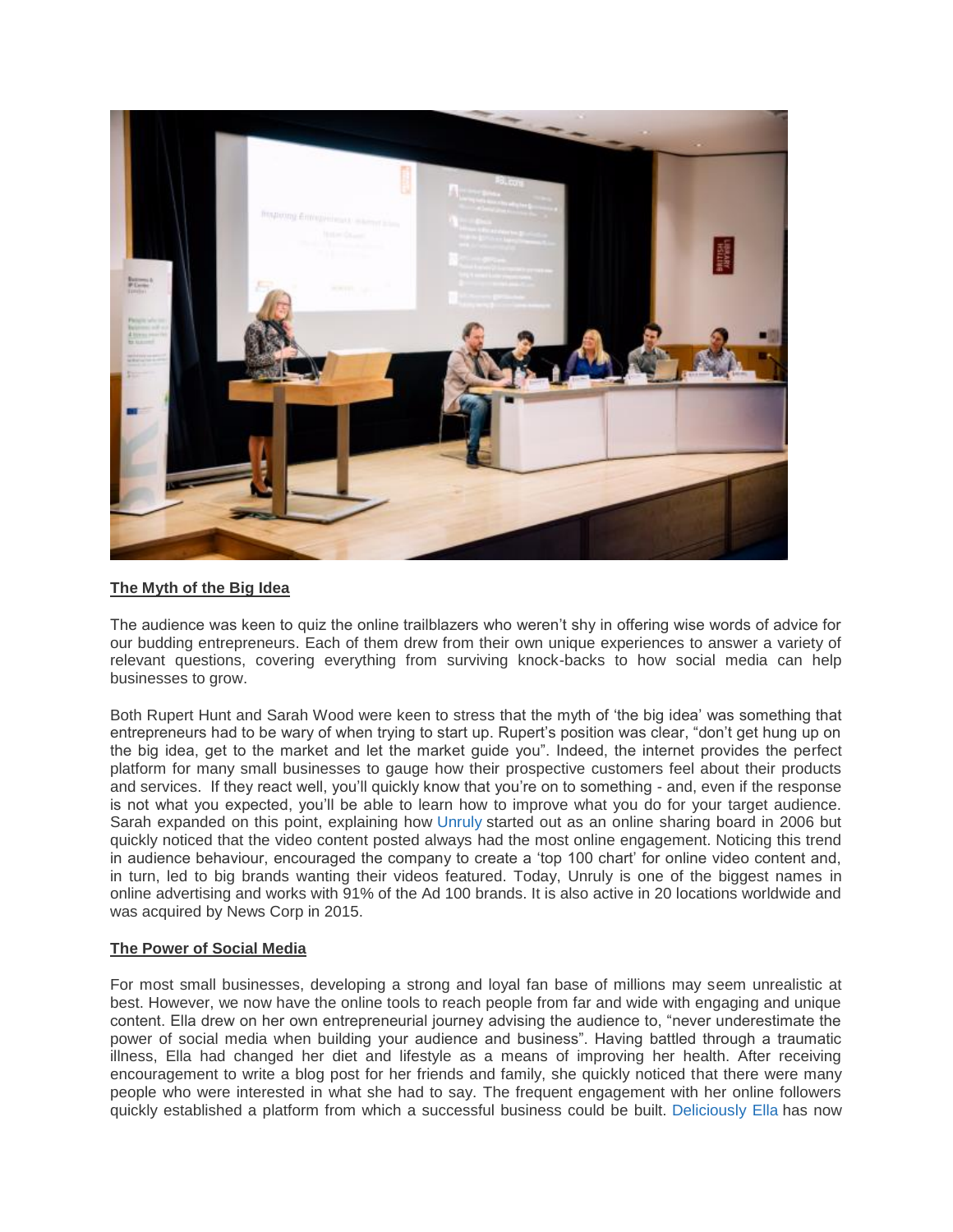**The Myth of the Big Idea**

The audience was keen to quiz the online trailblazers who weren't shy in offering wise words of advice for our budding entrepreneurs. Each of them drew from their own unique experiences to answer a variety of relevant questions, covering everything from surviving knock-backs to how social media can help businesses to grow.

Both Rupert Hunt and Sarah Wood were keen to stress that the myth of 'the big idea' was something that entrepreneurs had to be wary of when trying to start up. Rupert's position was clear, "don't get hung up on the big idea, get to the market and let the market guide you". Indeed, the internet provides the perfect platform for many small businesses to gauge how their prospective customers feel about their products and services. If they react well, you'll quickly know that you're on to something - and, even if the response is not what you expected, you'll be able to learn how to improve what you do for your target audience. Sarah expanded on this point, explaining how Unruly started out as an online sharing board in 2006 but quickly noticed that the video content posted always had the most online engagement. Noticing this trend in audience behaviour, encouraged the company to create a 'top 100 chart' for online video content and, in turn, led to big brands wanting their videos featured. Today, Unruly is one of the biggest names in online advertising and works with 91% of the Ad 100 brands. It is also active in 20 locations worldwide and was acquired by News Corp in 2015.

**The Power of Social Media**

For most small businesses, developing a strong and loyal fan base of millions may seem unrealistic at best. However, we now have the online tools to reach people from far and wide with engaging and unique content. Ella drew on her own entrepreneurial journey advising the audience to, "never underestimate the power of social media when building your audience and business". Having battled through a traumatic illness, Ella had changed her diet and lifestyle as a means of improving her health. After receiving encouragement to write a blog post for her friends and family, she quickly noticed that there were many people who were interested in what she had to say. The frequent engagement with her online followers quickly established a platform from which a successful business could be built. Deliciously Ella has now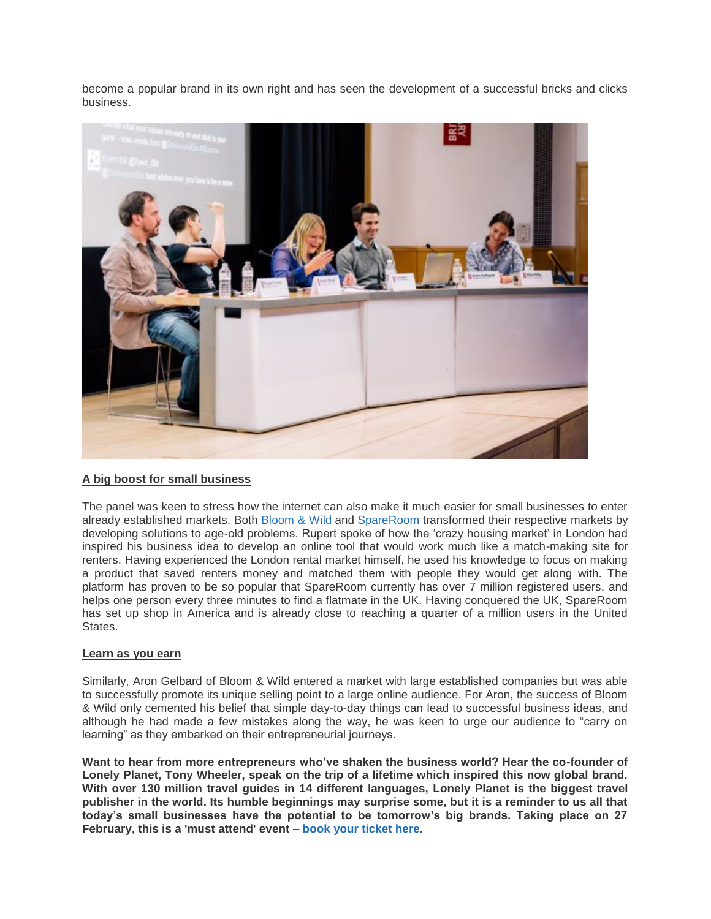become a popular brand in its own right and has seen the development of a successful bricks and clicks business.

**A big boost for small business**

The panel was keen to stress how the internet can also make it much easier for small businesses to enter already established markets. Both Bloom & Wild and SpareRoom transformed their respective markets by developing solutions to age-old problems. Rupert spoke of how the 'crazy housing market' in London had inspired his business idea to develop an online tool that would work much like a match-making site for renters. Having experienced the London rental market himself, he used his knowledge to focus on making a product that saved renters money and matched them with people they would get along with. The platform has proven to be so popular that SpareRoom currently has over 7 million registered users, and helps one person every three minutes to find a flatmate in the UK. Having conquered the UK, SpareRoom has set up shop in America and is already close to reaching a quarter of a million users in the United States.

**Learn as you earn**

Similarly, Aron Gelbard of Bloom & Wild entered a market with large established companies but was able to successfully promote its unique selling point to a large online audience. For Aron, the success of Bloom & Wild only cemented his belief that simple day-to-day things can lead to successful business ideas, and although he had made a few mistakes along the way, he was keen to urge our audience to "carry on learning" as they embarked on their entrepreneurial journeys.

**Want to hear from more entrepreneurs who've shaken the business world? Hear the co-founder of Lonely Planet, Tony Wheeler, speak on the trip of a lifetime which inspired this now global brand. With over 130 million travel guides in 14 different languages, Lonely Planet is the biggest travel publisher in the world. Its humble beginnings may surprise some, but it is a reminder to us all that today's small businesses have the potential to be tomorrow's big brands. Taking place on 27 February, this is a 'must attend' event – book your ticket here.**